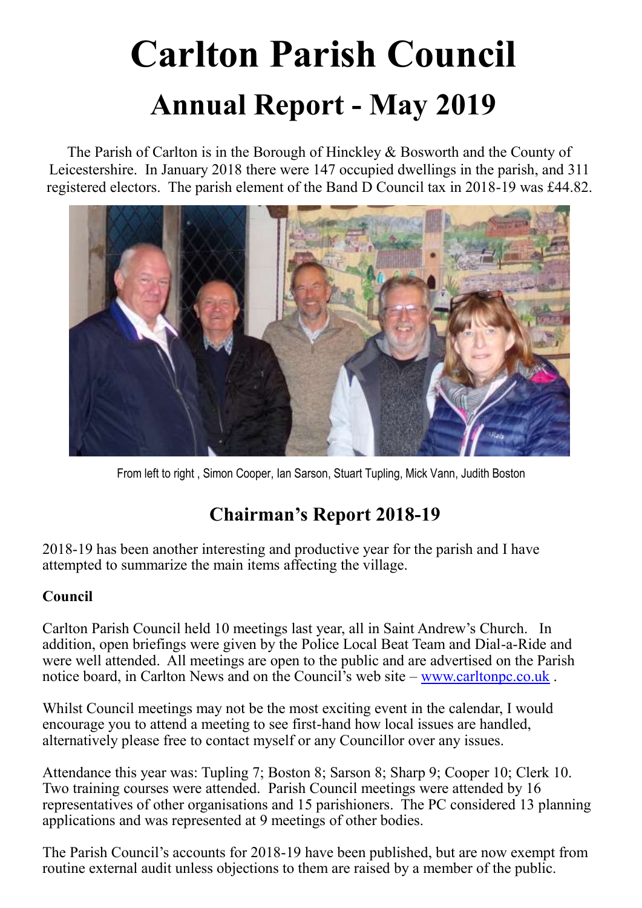# Carlton Parish Council

## Annual Report - May 2019

The Parish of Carlton is in the Borough of Hinckley & Bosworth and the County of Leicestershire. In January 2018 there were 147 occupied dwellings in the parish, and 311 registered electors. The parish element of the Band D Council tax in 2018-19 was £44.82.

From left to right , Simon Cooper, Ian Sarson, Stuart Tupling, Mick Vann, Judith Boston

## Chairman's Report 2018-19

2018-19 has been another interesting and productive year for the parish and I have attempted to summarize the main items affecting the village.

**Council**

Carlton Parish Council held 10 meetings last year, all in Saint Andrew's Church. In addition, open briefings were given by the Police Local Beat Team and Dial-a-Ride and were well attended. All meetings are open to the public and are advertised on the Parish notice board, in Carlton News and on the Council's web site – [www.carltonpc.co.uk](http://www.carltonpc.co.uk) .

Whilst Council meetings may not be the most exciting event in the calendar, I would encourage you to attend a meeting to see first-hand how local issues are handled, alternatively please free to contact myself or any Councillor over any issues.

Attendance this year was: Tupling 7; Boston 8; Sarson 8; Sharp 9; Cooper 10; Clerk 10. Two training courses were attended. Parish Council meetings were attended by 16 representatives of other organisations and 15 parishioners. The PC considered 13 planning applications and was represented at 9 meetings of other bodies.

The Parish Council's accounts for 2018-19 have been published, but are now exempt from routine external audit unless objections to them are raised by a member of the public.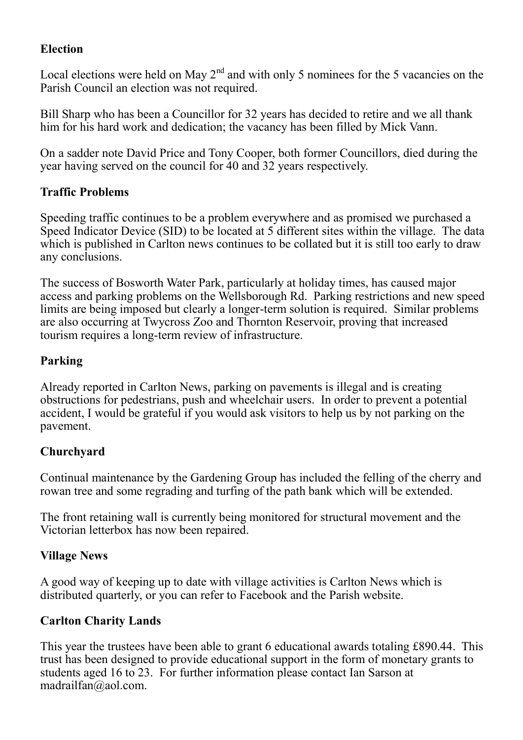**Election**

Local elections were held on May 2nd and with only 5 nominees for the 5 vacancies on the Parish Council an election was not required.

Bill Sharp who has been a Councillor for 32 years has decided to retire and we all thank him for his hard work and dedication; the vacancy has been filled by Mick Vann.

On a sadder note David Price and Tony Cooper, both former Councillors, died during the year having served on the council for 40 and 32 years respectively.

**Traffic Problems**

Speeding traffic continues to be a problem everywhere and as promised we purchased a Speed Indicator Device (SID) to be located at 5 different sites within the village. The data which is published in Carlton news continues to be collated but it is still too early to draw any conclusions.

The success of Bosworth Water Park, particularly at holiday times, has caused major access and parking problems on the Wellsborough Rd. Parking restrictions and new speed limits are being imposed but clearly a longer-term solution is required. Similar problems are also occurring at Twycross Zoo and Thornton Reservoir, proving that increased tourism requires a long-term review of infrastructure.

**Parking**

Already reported in Carlton News, parking on pavements is illegal and is creating obstructions for pedestrians, push and wheelchair users. In order to prevent a potential accident, I would be grateful if you would ask visitors to help us by not parking on the pavement.

**Churchyard**

Continual maintenance by the Gardening Group has included the felling of the cherry and rowan tree and some regrading and turfing of the path bank which will be extended.

The front retaining wall is currently being monitored for structural movement and the Victorian letterbox has now been repaired.

**Village News**

A good way of keeping up to date with village activities is Carlton News which is distributed quarterly, or you can refer to Facebook and the Parish website.

**Carlton Charity Lands**

This year the trustees have been able to grant 6 educational awards totaling £890.44. This trust has been designed to provide educational support in the form of monetary grants to students aged 16 to 23. For further information please contact Ian Sarson at madrailfan@aol.com.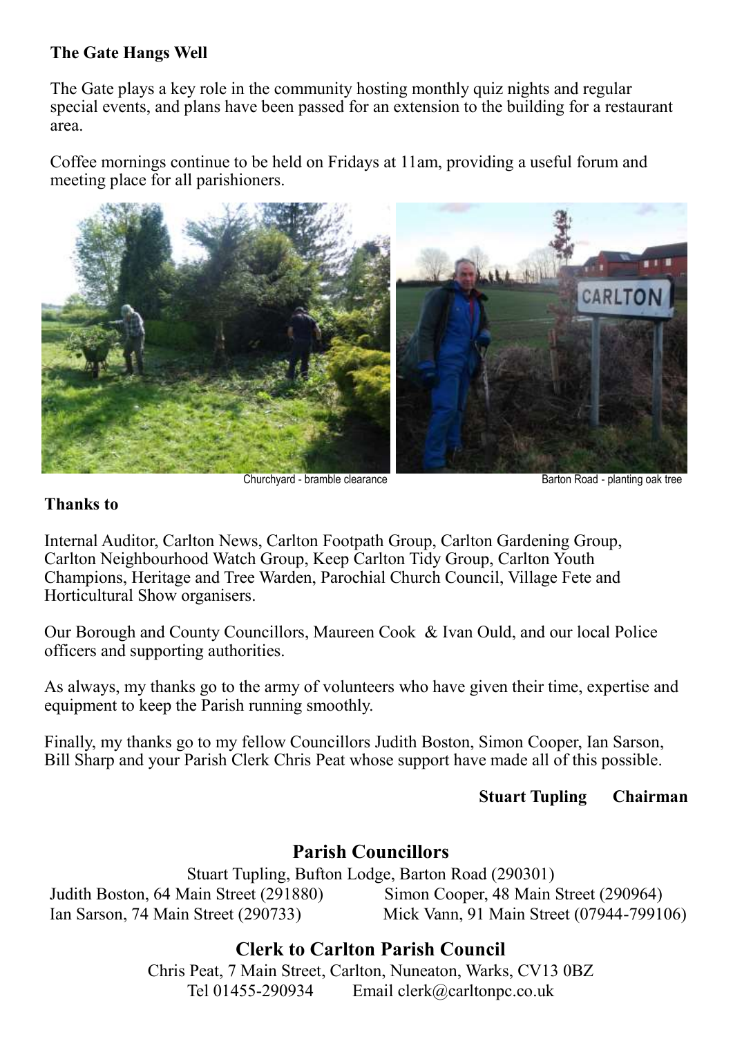**The Gate Hangs Well**

The Gate plays a key role in the community hosting monthly quiz nights and regular special events, and plans have been passed for an extension to the building for a restaurant area.

Coffee mornings continue to be held on Fridays at 11am, providing a useful forum and meeting place for all parishioners.

Churchyard - bramble clearance

Barton Road - planting oak tree

**Thanks to**

Internal Auditor, Carlton News, Carlton Footpath Group, Carlton Gardening Group, Carlton Neighbourhood Watch Group, Keep Carlton Tidy Group, Carlton Youth Champions, Heritage and Tree Warden, Parochial Church Council, Village Fete and Horticultural Show organisers.

Our Borough and County Councillors, Maureen Cook & Ivan Ould, and our local Police officers and supporting authorities.

As always, my thanks go to the army of volunteers who have given their time, expertise and equipment to keep the Parish running smoothly.

Finally, my thanks go to my fellow Councillors Judith Boston, Simon Cooper, Ian Sarson, Bill Sharp and your Parish Clerk Chris Peat whose support have made all of this possible.

**Stuart Tupling Chairman**

## Parish Councillors

Stuart Tupling, Bufton Lodge, Barton Road (290301)

Judith Boston, 64 Main Street (291880)

Simon Cooper, 48 Main Street (290964)

Ian Sarson, 74 Main Street (290733)

Mick Vann, 91 Main Street (07944-799106)

## Clerk to Carlton Parish Council

Chris Peat, 7 Main Street, Carlton, Nuneaton, Warks, CV13 0BZ

Tel 01455-290934 Email clerk@carltonpc.co.uk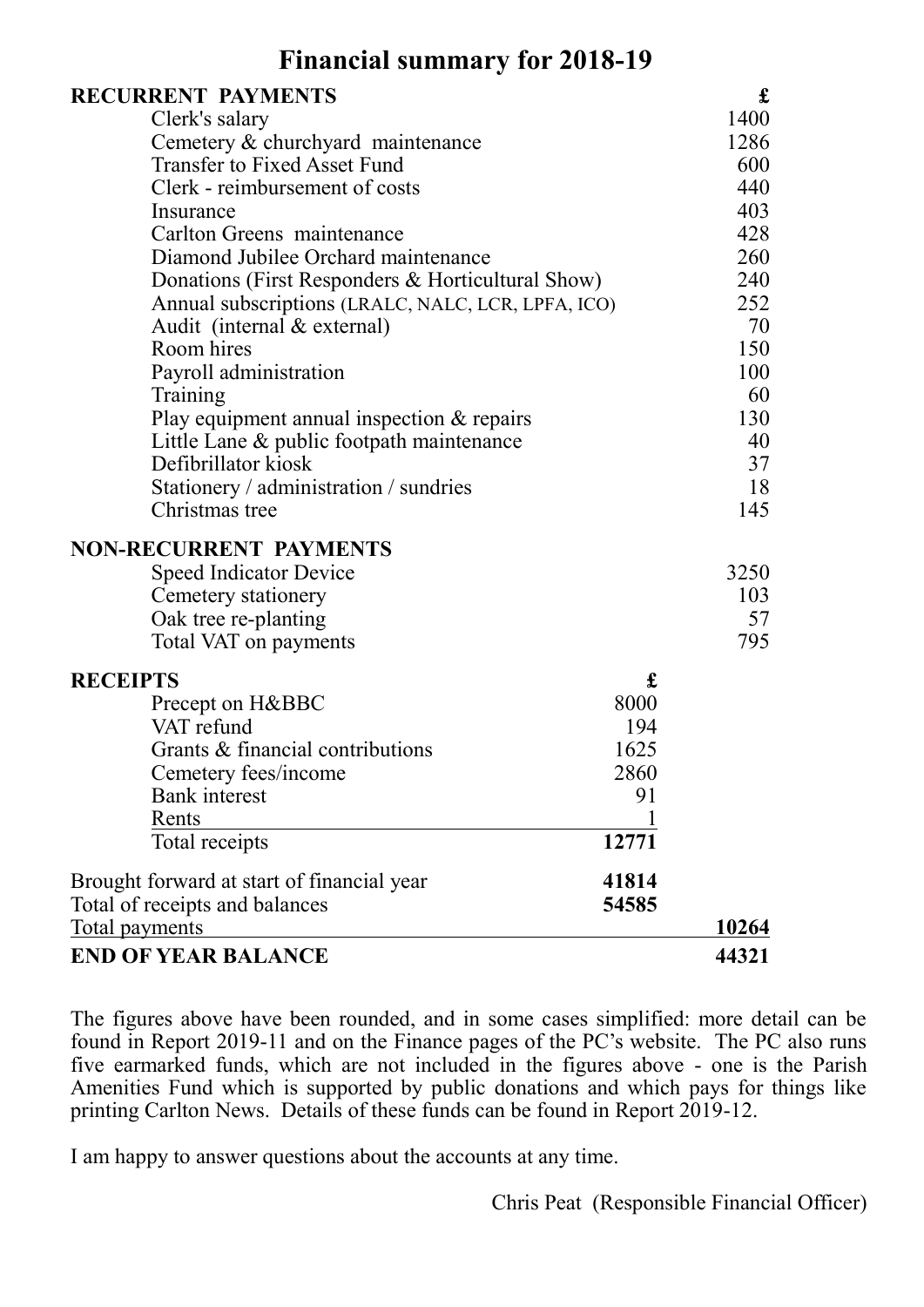# Financial summary for 2018-19

| | | |
|---|---|---|
| **RECURRENT PAYMENTS** | | **£** |
| Clerk's salary | | 1400 |
| Cemetery & churchyard maintenance | | 1286 |
| Transfer to Fixed Asset Fund | | 600 |
| Clerk - reimbursement of costs | | 440 |
| Insurance | | 403 |
| Carlton Greens maintenance | | 428 |
| Diamond Jubilee Orchard maintenance | | 260 |
| Donations (First Responders & Horticultural Show) | | 240 |
| Annual subscriptions (LRALC, NALC, LCR, LPFA, ICO) | | 252 |
| Audit (internal & external) | | 70 |
| Room hires | | 150 |
| Payroll administration | | 100 |
| Training | | 60 |
| Play equipment annual inspection & repairs | | 130 |
| Little Lane & public footpath maintenance | | 40 |
| Defibrillator kiosk | | 37 |
| Stationery / administration / sundries | | 18 |
| Christmas tree | | 145 |
| **NON-RECURRENT PAYMENTS** | | |
| Speed Indicator Device | | 3250 |
| Cemetery stationery | | 103 |
| Oak tree re-planting | | 57 |
| Total VAT on payments | | 795 |
| **RECEIPTS** | **£** | |
| Precept on H&BBC | 8000 | |
| VAT refund | 194 | |
| Grants & financial contributions | 1625 | |
| Cemetery fees/income | 2860 | |
| Bank interest | 91 | |
| Rents | 1 | |
| Total receipts | **12771** | |
| Brought forward at start of financial year | **41814** | |
| Total of receipts and balances | **54585** | |
| Total payments | | **10264** |
| **END OF YEAR BALANCE** | | **44321** |

The figures above have been rounded, and in some cases simplified: more detail can be found in Report 2019-11 and on the Finance pages of the PC's website. The PC also runs five earmarked funds, which are not included in the figures above - one is the Parish Amenities Fund which is supported by public donations and which pays for things like printing Carlton News. Details of these funds can be found in Report 2019-12.

I am happy to answer questions about the accounts at any time.

Chris Peat (Responsible Financial Officer)